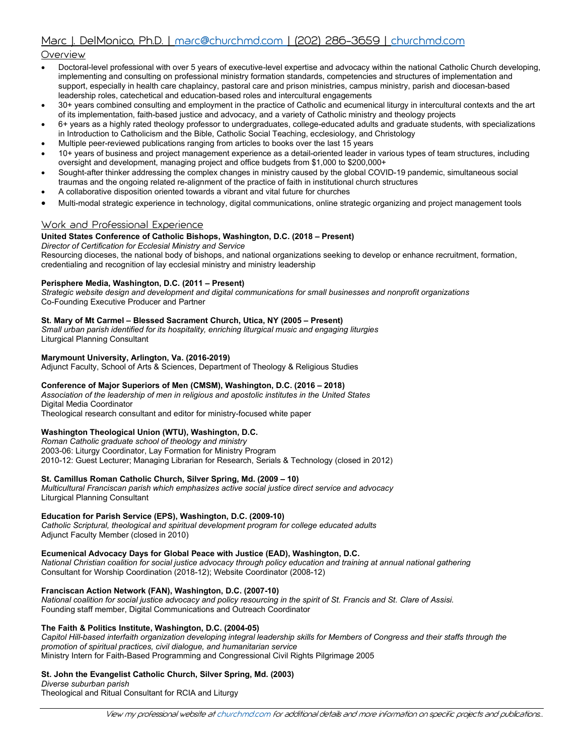# Marc J. DelMonico, Ph.D. | marc@churchmd.com | (202) 286-3659 | churchmd.com

## Overview

- Doctoral-level professional with over 5 years of executive-level expertise and advocacy within the national Catholic Church developing, implementing and consulting on professional ministry formation standards, competencies and structures of implementation and support, especially in health care chaplaincy, pastoral care and prison ministries, campus ministry, parish and diocesan-based leadership roles, catechetical and education-based roles and intercultural engagements
- 30+ years combined consulting and employment in the practice of Catholic and ecumenical liturgy in intercultural contexts and the art of its implementation, faith-based justice and advocacy, and a variety of Catholic ministry and theology projects
- 6+ years as a highly rated theology professor to undergraduates, college-educated adults and graduate students, with specializations in Introduction to Catholicism and the Bible, Catholic Social Teaching, ecclesiology, and Christology
- Multiple peer-reviewed publications ranging from articles to books over the last 15 years
- 10+ years of business and project management experience as a detail-oriented leader in various types of team structures, including oversight and development, managing project and office budgets from $1,000 to $200,000+
- Sought-after thinker addressing the complex changes in ministry caused by the global COVID-19 pandemic, simultaneous social traumas and the ongoing related re-alignment of the practice of faith in institutional church structures
- A collaborative disposition oriented towards a vibrant and vital future for churches
- Multi-modal strategic experience in technology, digital communications, online strategic organizing and project management tools

## Work and Professional Experience

**United States Conference of Catholic Bishops, Washington, D.C. (2018 – Present)**
*Director of Certification for Ecclesial Ministry and Service*
Resourcing dioceses, the national body of bishops, and national organizations seeking to develop or enhance recruitment, formation, credentialing and recognition of lay ecclesial ministry and ministry leadership

**Perisphere Media, Washington, D.C. (2011 – Present)**
*Strategic website design and development and digital communications for small businesses and nonprofit organizations*
Co-Founding Executive Producer and Partner

**St. Mary of Mt Carmel – Blessed Sacrament Church, Utica, NY (2005 – Present)**
*Small urban parish identified for its hospitality, enriching liturgical music and engaging liturgies*
Liturgical Planning Consultant

**Marymount University, Arlington, Va. (2016-2019)**
Adjunct Faculty, School of Arts & Sciences, Department of Theology & Religious Studies

**Conference of Major Superiors of Men (CMSM), Washington, D.C. (2016 – 2018)**
*Association of the leadership of men in religious and apostolic institutes in the United States*
Digital Media Coordinator
Theological research consultant and editor for ministry-focused white paper

**Washington Theological Union (WTU), Washington, D.C.**
*Roman Catholic graduate school of theology and ministry*
2003-06: Liturgy Coordinator, Lay Formation for Ministry Program
2010-12: Guest Lecturer; Managing Librarian for Research, Serials & Technology (closed in 2012)

**St. Camillus Roman Catholic Church, Silver Spring, Md. (2009 – 10)**
*Multicultural Franciscan parish which emphasizes active social justice direct service and advocacy*
Liturgical Planning Consultant

**Education for Parish Service (EPS), Washington, D.C. (2009-10)**
*Catholic Scriptural, theological and spiritual development program for college educated adults*
Adjunct Faculty Member (closed in 2010)

**Ecumenical Advocacy Days for Global Peace with Justice (EAD), Washington, D.C.**
*National Christian coalition for social justice advocacy through policy education and training at annual national gathering*
Consultant for Worship Coordination (2018-12); Website Coordinator (2008-12)

**Franciscan Action Network (FAN), Washington, D.C. (2007-10)**
*National coalition for social justice advocacy and policy resourcing in the spirit of St. Francis and St. Clare of Assisi.*
Founding staff member, Digital Communications and Outreach Coordinator

**The Faith & Politics Institute, Washington, D.C. (2004-05)**
*Capitol Hill-based interfaith organization developing integral leadership skills for Members of Congress and their staffs through the promotion of spiritual practices, civil dialogue, and humanitarian service*
Ministry Intern for Faith-Based Programming and Congressional Civil Rights Pilgrimage 2005

**St. John the Evangelist Catholic Church, Silver Spring, Md. (2003)**
*Diverse suburban parish*
Theological and Ritual Consultant for RCIA and Liturgy

*View my professional website at churchmd.com for additional details and more information on specific projects and publications..*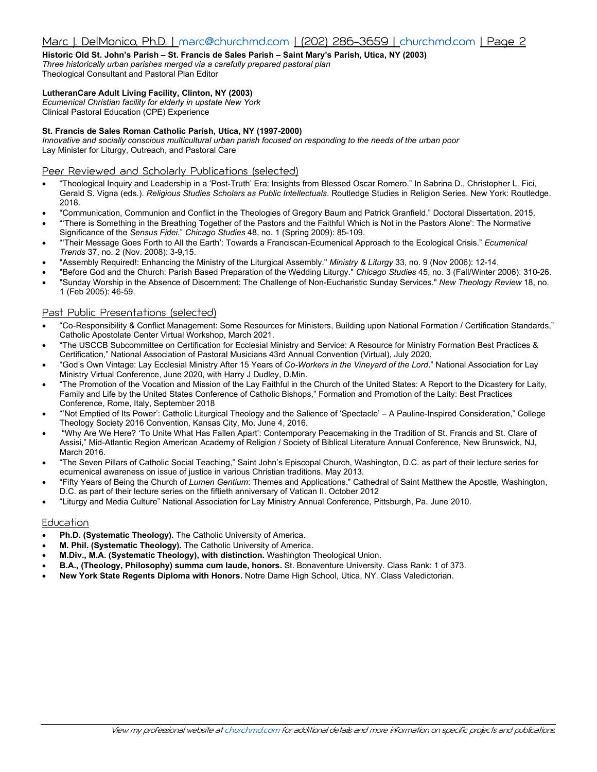**Historic Old St. John's Parish – St. Francis de Sales Parish – Saint Mary's Parish, Utica, NY (2003)**
*Three historically urban parishes merged via a carefully prepared pastoral plan*
Theological Consultant and Pastoral Plan Editor

**LutheranCare Adult Living Facility, Clinton, NY (2003)**
*Ecumenical Christian facility for elderly in upstate New York*
Clinical Pastoral Education (CPE) Experience

**St. Francis de Sales Roman Catholic Parish, Utica, NY (1997-2000)**
*Innovative and socially conscious multicultural urban parish focused on responding to the needs of the urban poor*
Lay Minister for Liturgy, Outreach, and Pastoral Care

## Peer Reviewed and Scholarly Publications (selected)

- "Theological Inquiry and Leadership in a 'Post-Truth' Era: Insights from Blessed Oscar Romero." In Sabrina D., Christopher L. Fici, Gerald S. Vigna (eds.). *Religious Studies Scholars as Public Intellectuals*. Routledge Studies in Religion Series. New York: Routledge. 2018.
- "Communication, Communion and Conflict in the Theologies of Gregory Baum and Patrick Granfield." Doctoral Dissertation. 2015.
- "'There is Something in the Breathing Together of the Pastors and the Faithful Which is Not in the Pastors Alone': The Normative Significance of the *Sensus Fidei*." *Chicago Studies* 48, no. 1 (Spring 2009): 85-109.
- "'Their Message Goes Forth to All the Earth': Towards a Franciscan-Ecumenical Approach to the Ecological Crisis." *Ecumenical Trends* 37, no. 2 (Nov. 2008): 3-9,15.
- "Assembly Required!: Enhancing the Ministry of the Liturgical Assembly." *Ministry & Liturgy* 33, no. 9 (Nov 2006): 12-14.
- "Before God and the Church: Parish Based Preparation of the Wedding Liturgy." *Chicago Studies* 45, no. 3 (Fall/Winter 2006): 310-26.
- "Sunday Worship in the Absence of Discernment: The Challenge of Non-Eucharistic Sunday Services." *New Theology Review* 18, no. 1 (Feb 2005): 46-59.

## Past Public Presentations (selected)

- "Co-Responsibility & Conflict Management: Some Resources for Ministers, Building upon National Formation / Certification Standards," Catholic Apostolate Center Virtual Workshop, March 2021.
- "The USCCB Subcommittee on Certification for Ecclesial Ministry and Service: A Resource for Ministry Formation Best Practices & Certification," National Association of Pastoral Musicians 43rd Annual Convention (Virtual), July 2020.
- "God's Own Vintage: Lay Ecclesial Ministry After 15 Years of *Co-Workers in the Vineyard of the Lord*." National Association for Lay Ministry Virtual Conference, June 2020, with Harry J Dudley, D.Min.
- "The Promotion of the Vocation and Mission of the Lay Faithful in the Church of the United States: A Report to the Dicastery for Laity, Family and Life by the United States Conference of Catholic Bishops," Formation and Promotion of the Laity: Best Practices Conference, Rome, Italy, September 2018
- "'Not Emptied of Its Power': Catholic Liturgical Theology and the Salience of 'Spectacle' – A Pauline-Inspired Consideration," College Theology Society 2016 Convention, Kansas City, Mo. June 4, 2016.
- "Why Are We Here? 'To Unite What Has Fallen Apart': Contemporary Peacemaking in the Tradition of St. Francis and St. Clare of Assisi," Mid-Atlantic Region American Academy of Religion / Society of Biblical Literature Annual Conference, New Brunswick, NJ, March 2016.
- "The Seven Pillars of Catholic Social Teaching," Saint John's Episcopal Church, Washington, D.C. as part of their lecture series for ecumenical awareness on issue of justice in various Christian traditions. May 2013.
- "Fifty Years of Being the Church of *Lumen Gentium*: Themes and Applications." Cathedral of Saint Matthew the Apostle, Washington, D.C. as part of their lecture series on the fiftieth anniversary of Vatican II. October 2012
- "Liturgy and Media Culture" National Association for Lay Ministry Annual Conference, Pittsburgh, Pa. June 2010.

## Education

- **Ph.D. (Systematic Theology).** The Catholic University of America.
- **M. Phil. (Systematic Theology).** The Catholic University of America.
- **M.Div., M.A. (Systematic Theology), with distinction.** Washington Theological Union.
- **B.A., (Theology, Philosophy) summa cum laude, honors.** St. Bonaventure University. Class Rank: 1 of 373.
- **New York State Regents Diploma with Honors.** Notre Dame High School, Utica, NY. Class Valedictorian.

View my professional website at churchmd.com for additional details and more information on specific projects and publications.